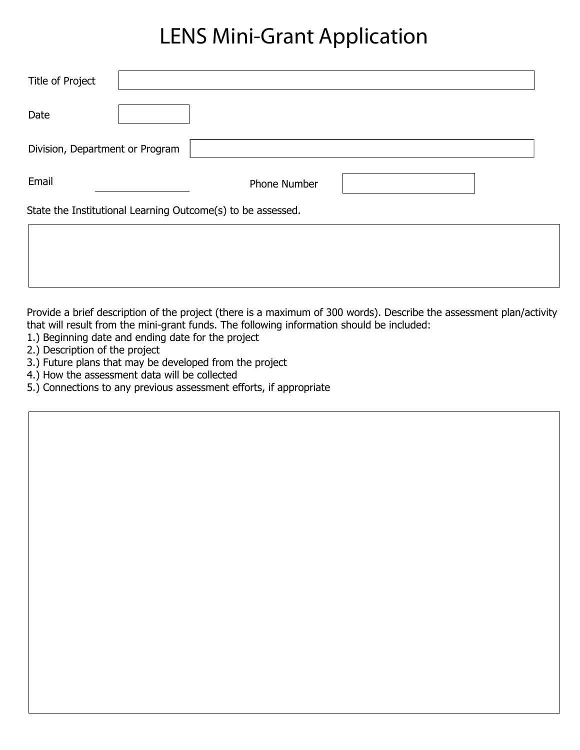# LENS Mini-Grant Application

Title of Project

Date

Division, Department or Program

Email

Phone Number

State the Institutional Learning Outcome(s) to be assessed.

Provide a brief description of the project (there is a maximum of 300 words). Describe the assessment plan/activity that will result from the mini-grant funds. The following information should be included:

1.) Beginning date and ending date for the project
2.) Description of the project
3.) Future plans that may be developed from the project
4.) How the assessment data will be collected
5.) Connections to any previous assessment efforts, if appropriate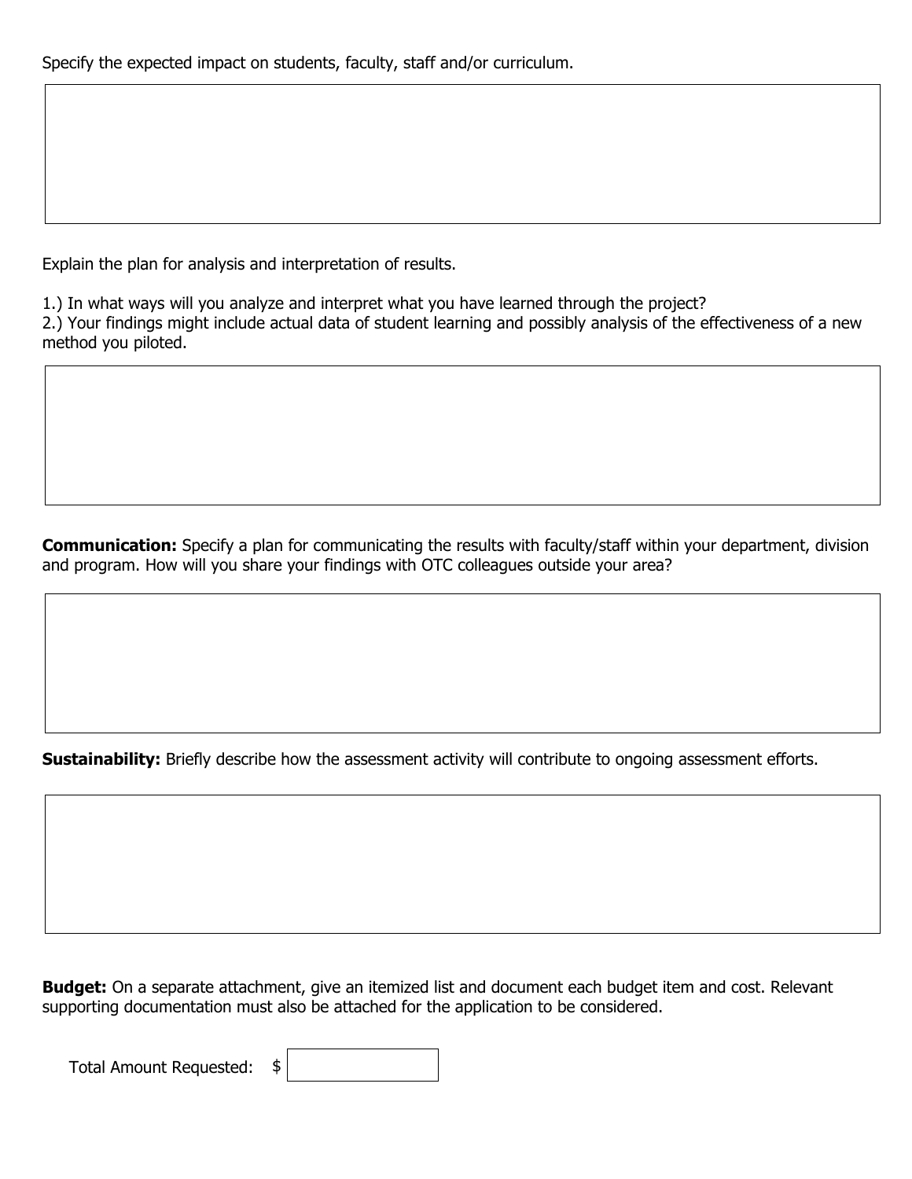Specify the expected impact on students, faculty, staff and/or curriculum.

Explain the plan for analysis and interpretation of results.

1.) In what ways will you analyze and interpret what you have learned through the project?
2.) Your findings might include actual data of student learning and possibly analysis of the effectiveness of a new method you piloted.

**Communication:** Specify a plan for communicating the results with faculty/staff within your department, division and program. How will you share your findings with OTC colleagues outside your area?

**Sustainability:** Briefly describe how the assessment activity will contribute to ongoing assessment efforts.

**Budget:** On a separate attachment, give an itemized list and document each budget item and cost. Relevant supporting documentation must also be attached for the application to be considered.

Total Amount Requested: $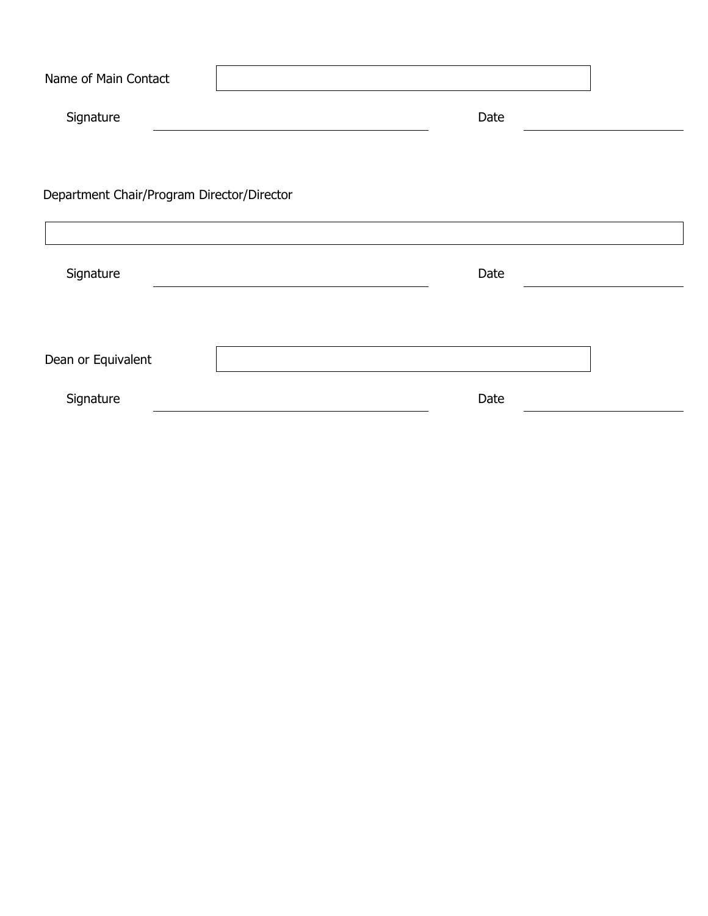Name of Main Contact

Signature ______________________ Date ______________

Department Chair/Program Director/Director

Signature ______________________ Date ______________

Dean or Equivalent

Signature ______________________ Date ______________